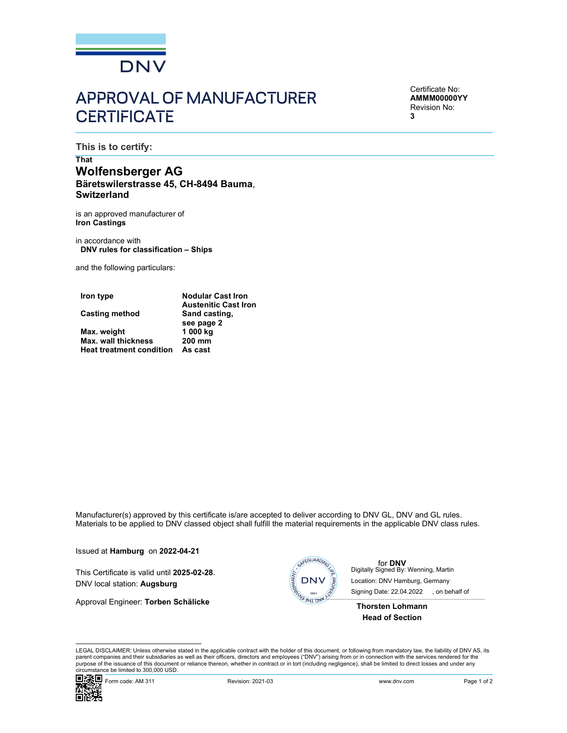DNV

# APPROVAL OF MANUFACTURER CERTIFICATE

Certificate No:
**AMMM00000YY**
Revision No:
**3**

## This is to certify:

**That**

**Wolfensberger AG**
**Bäretswilerstrasse 45, CH-8494 Bauma**,
**Switzerland**

is an approved manufacturer of
**Iron Castings**

in accordance with
**DNV rules for classification – Ships**

and the following particulars:

| | |
|---|---|
| **Iron type** | **Nodular Cast Iron** **Austenitic Cast Iron** |
| **Casting method** | **Sand casting, see page 2** |
| **Max. weight** | **1 000 kg** |
| **Max. wall thickness** | **200 mm** |
| **Heat treatment condition** | **As cast** |

Manufacturer(s) approved by this certificate is/are accepted to deliver according to DNV GL, DNV and GL rules.
Materials to be applied to DNV classed object shall fulfill the material requirements in the applicable DNV class rules.

Issued at **Hamburg** on **2022-04-21**

This Certificate is valid until **2025-02-28**.
DNV local station: **Augsburg**

Approval Engineer: **Torben Schälicke**

for **DNV**
Digitally Signed By: Wenning, Martin
Location: DNV Hamburg, Germany
Signing Date: 22.04.2022 , on behalf of

**Thorsten Lohmann**
**Head of Section**

LEGAL DISCLAIMER: Unless otherwise stated in the applicable contract with the holder of this document, or following from mandatory law, the liability of DNV AS, its parent companies and their subsidiaries as well as their officers, directors and employees ("DNV") arising from or in connection with the services rendered for the purpose of the issuance of this document or reliance thereon, whether in contract or in tort (including negligence), shall be limited to direct losses and under any circumstance be limited to 300,000 USD.

Form code: AM 311 Revision: 2021-03 www.dnv.com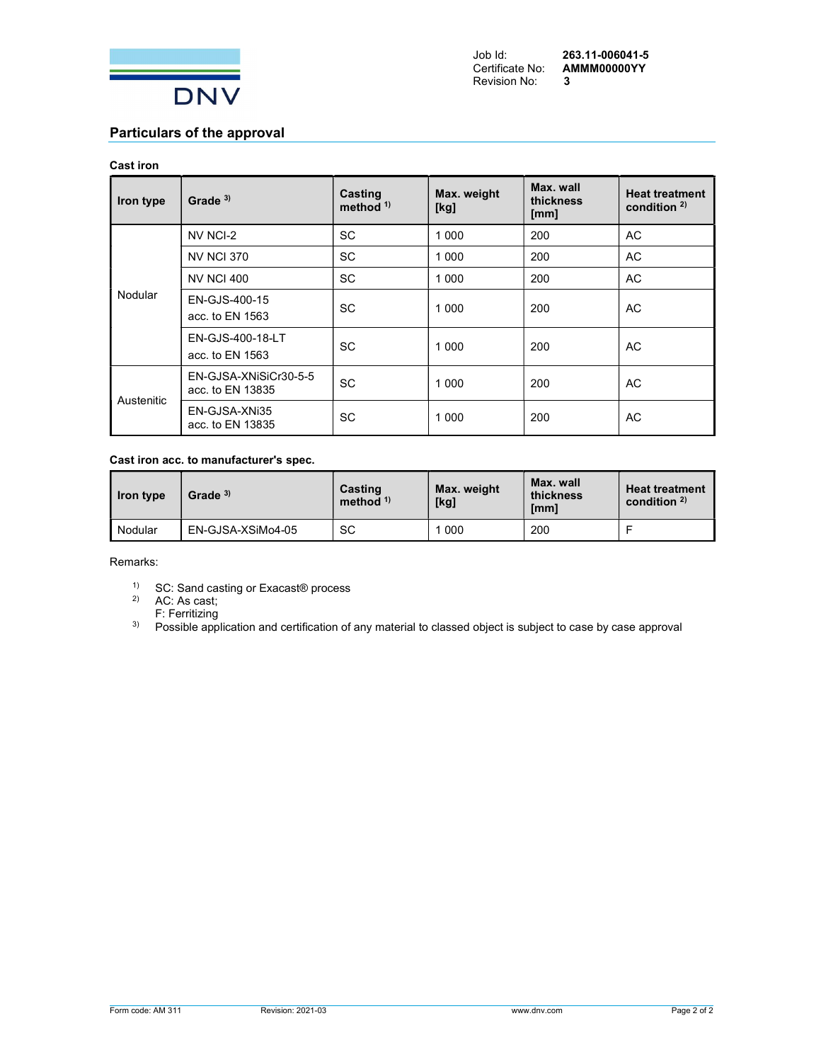Job Id: **263.11-006041-5**
Certificate No: **AMMM00000YY**
Revision No: **3**

## Particulars of the approval

**Cast iron**

| Iron type | Grade [3] | Casting method [1] | Max. weight [kg] | Max. wall thickness [mm] | Heat treatment condition [2] |
|---|---|---|---|---|---|
| Nodular | NV NCI-2 | SC | 1 000 | 200 | AC |
| | NV NCI 370 | SC | 1 000 | 200 | AC |
| | NV NCI 400 | SC | 1 000 | 200 | AC |
| | EN-GJS-400-15 acc. to EN 1563 | SC | 1 000 | 200 | AC |
| | EN-GJS-400-18-LT acc. to EN 1563 | SC | 1 000 | 200 | AC |
| Austenitic | EN-GJSA-XNiSiCr30-5-5 acc. to EN 13835 | SC | 1 000 | 200 | AC |
| | EN-GJSA-XNi35 acc. to EN 13835 | SC | 1 000 | 200 | AC |

**Cast iron acc. to manufacturer's spec.**

| Iron type | Grade [3] | Casting method [1] | Max. weight [kg] | Max. wall thickness [mm] | Heat treatment condition [2] |
|---|---|---|---|---|---|
| Nodular | EN-GJSA-XSiMo4-05 | SC | 1 000 | 200 | F |

Remarks:

[1] SC: Sand casting or Exacast® process
[2] AC: As cast;
F: Ferritizing
[3] Possible application and certification of any material to classed object is subject to case by case approval